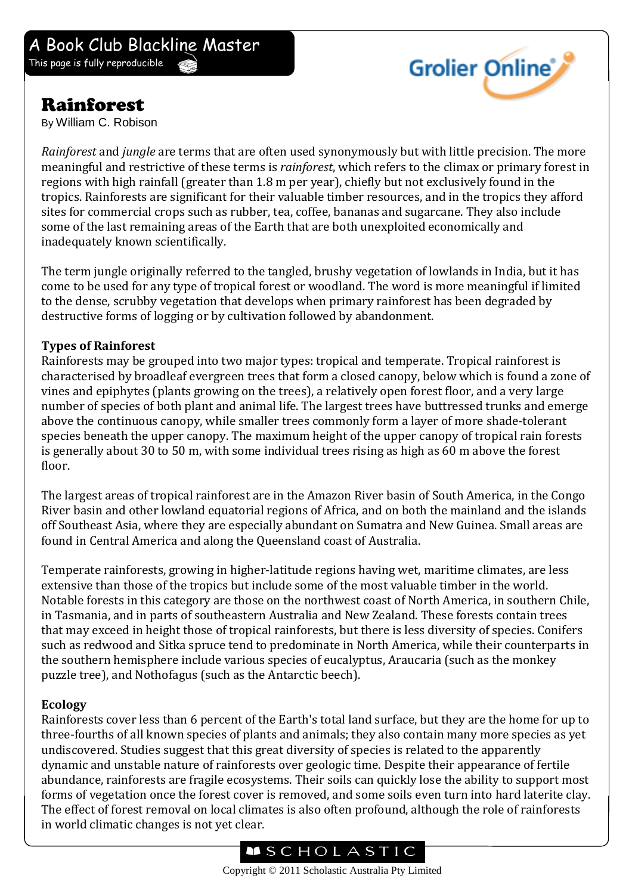A Book Club Blackline Master

This page is fully reproducible

# Rainforest

By William C. Robison

*Rainforest* and *jungle* are terms that are often used synonymously but with little precision. The more meaningful and restrictive of these terms is *rainforest*, which refers to the climax or primary forest in regions with high rainfall (greater than 1.8 m per year), chiefly but not exclusively found in the tropics. Rainforests are significant for their valuable timber resources, and in the tropics they afford sites for commercial crops such as rubber, tea, coffee, bananas and sugarcane. They also include some of the last remaining areas of the Earth that are both unexploited economically and inadequately known scientifically.

The term jungle originally referred to the tangled, brushy vegetation of lowlands in India, but it has come to be used for any type of tropical forest or woodland. The word is more meaningful if limited to the dense, scrubby vegetation that develops when primary rainforest has been degraded by destructive forms of logging or by cultivation followed by abandonment.

## Types of Rainforest

Rainforests may be grouped into two major types: tropical and temperate. Tropical rainforest is characterised by broadleaf evergreen trees that form a closed canopy, below which is found a zone of vines and epiphytes (plants growing on the trees), a relatively open forest floor, and a very large number of species of both plant and animal life. The largest trees have buttressed trunks and emerge above the continuous canopy, while smaller trees commonly form a layer of more shade-tolerant species beneath the upper canopy. The maximum height of the upper canopy of tropical rain forests is generally about 30 to 50 m, with some individual trees rising as high as 60 m above the forest floor.

The largest areas of tropical rainforest are in the Amazon River basin of South America, in the Congo River basin and other lowland equatorial regions of Africa, and on both the mainland and the islands off Southeast Asia, where they are especially abundant on Sumatra and New Guinea. Small areas are found in Central America and along the Queensland coast of Australia.

Temperate rainforests, growing in higher-latitude regions having wet, maritime climates, are less extensive than those of the tropics but include some of the most valuable timber in the world. Notable forests in this category are those on the northwest coast of North America, in southern Chile, in Tasmania, and in parts of southeastern Australia and New Zealand. These forests contain trees that may exceed in height those of tropical rainforests, but there is less diversity of species. Conifers such as redwood and Sitka spruce tend to predominate in North America, while their counterparts in the southern hemisphere include various species of eucalyptus, Araucaria (such as the monkey puzzle tree), and Nothofagus (such as the Antarctic beech).

## Ecology

Rainforests cover less than 6 percent of the Earth's total land surface, but they are the home for up to three-fourths of all known species of plants and animals; they also contain many more species as yet undiscovered. Studies suggest that this great diversity of species is related to the apparently dynamic and unstable nature of rainforests over geologic time. Despite their appearance of fertile abundance, rainforests are fragile ecosystems. Their soils can quickly lose the ability to support most forms of vegetation once the forest cover is removed, and some soils even turn into hard laterite clay. The effect of forest removal on local climates is also often profound, although the role of rainforests in world climatic changes is not yet clear.

Copyright © 2011 Scholastic Australia Pty Limited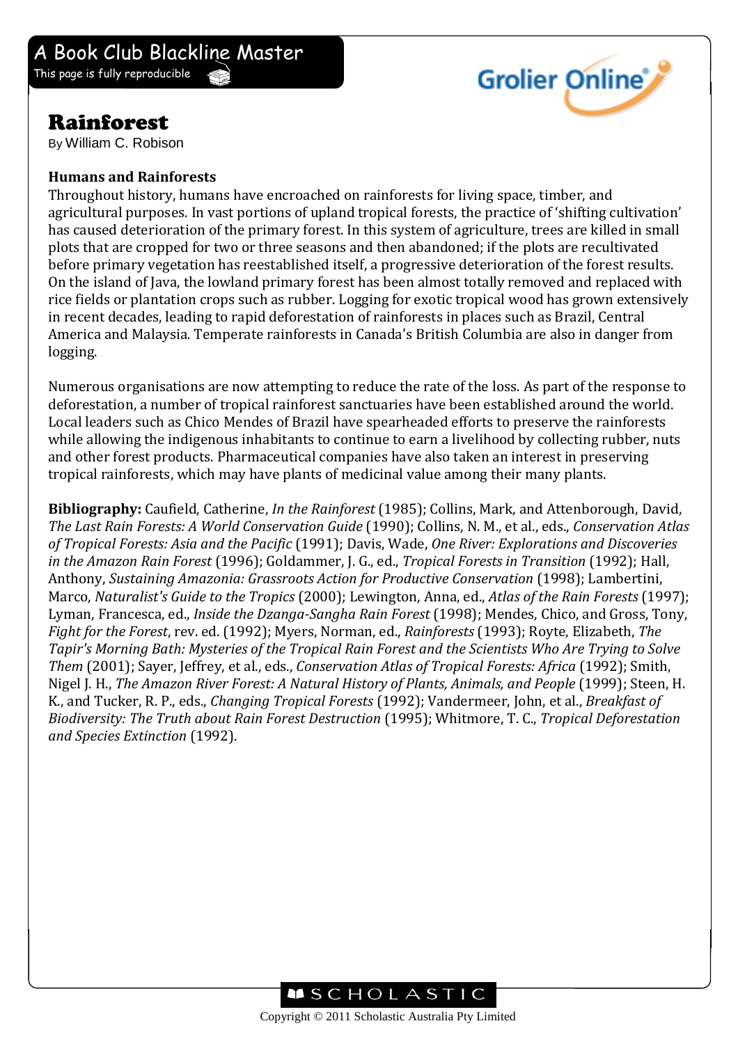# Rainforest

By William C. Robison

### Humans and Rainforests

Throughout history, humans have encroached on rainforests for living space, timber, and agricultural purposes. In vast portions of upland tropical forests, the practice of 'shifting cultivation' has caused deterioration of the primary forest. In this system of agriculture, trees are killed in small plots that are cropped for two or three seasons and then abandoned; if the plots are recultivated before primary vegetation has reestablished itself, a progressive deterioration of the forest results. On the island of Java, the lowland primary forest has been almost totally removed and replaced with rice fields or plantation crops such as rubber. Logging for exotic tropical wood has grown extensively in recent decades, leading to rapid deforestation of rainforests in places such as Brazil, Central America and Malaysia. Temperate rainforests in Canada's British Columbia are also in danger from logging.

Numerous organisations are now attempting to reduce the rate of the loss. As part of the response to deforestation, a number of tropical rainforest sanctuaries have been established around the world. Local leaders such as Chico Mendes of Brazil have spearheaded efforts to preserve the rainforests while allowing the indigenous inhabitants to continue to earn a livelihood by collecting rubber, nuts and other forest products. Pharmaceutical companies have also taken an interest in preserving tropical rainforests, which may have plants of medicinal value among their many plants.

**Bibliography:** Caufield, Catherine, *In the Rainforest* (1985); Collins, Mark, and Attenborough, David, *The Last Rain Forests: A World Conservation Guide* (1990); Collins, N. M., et al., eds., *Conservation Atlas of Tropical Forests: Asia and the Pacific* (1991); Davis, Wade, *One River: Explorations and Discoveries in the Amazon Rain Forest* (1996); Goldammer, J. G., ed., *Tropical Forests in Transition* (1992); Hall, Anthony, *Sustaining Amazonia: Grassroots Action for Productive Conservation* (1998); Lambertini, Marco, *Naturalist's Guide to the Tropics* (2000); Lewington, Anna, ed., *Atlas of the Rain Forests* (1997); Lyman, Francesca, ed., *Inside the Dzanga-Sangha Rain Forest* (1998); Mendes, Chico, and Gross, Tony, *Fight for the Forest*, rev. ed. (1992); Myers, Norman, ed., *Rainforests* (1993); Royte, Elizabeth, *The Tapir's Morning Bath: Mysteries of the Tropical Rain Forest and the Scientists Who Are Trying to Solve Them* (2001); Sayer, Jeffrey, et al., eds., *Conservation Atlas of Tropical Forests: Africa* (1992); Smith, Nigel J. H., *The Amazon River Forest: A Natural History of Plants, Animals, and People* (1999); Steen, H. K., and Tucker, R. P., eds., *Changing Tropical Forests* (1992); Vandermeer, John, et al., *Breakfast of Biodiversity: The Truth about Rain Forest Destruction* (1995); Whitmore, T. C., *Tropical Deforestation and Species Extinction* (1992).